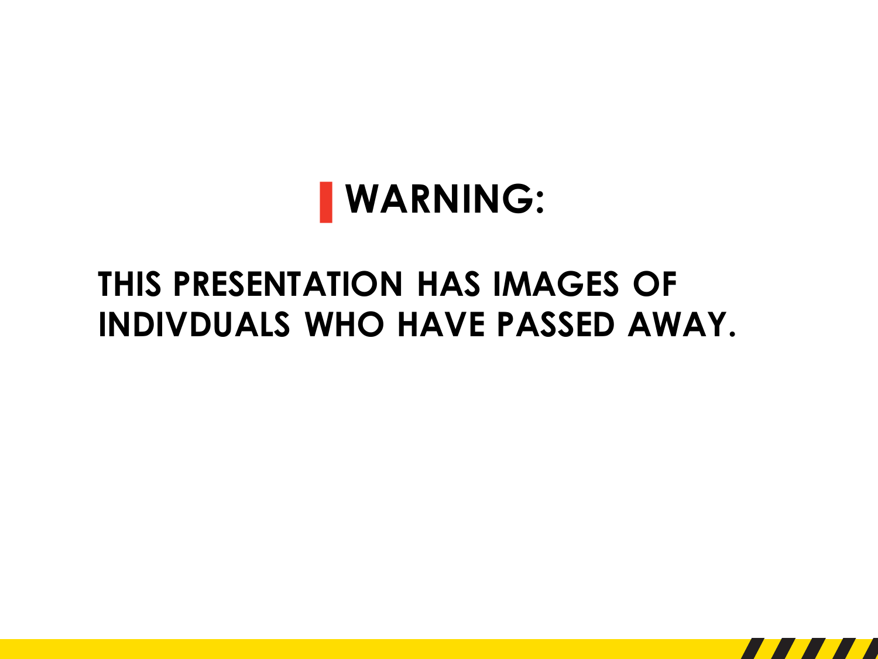# WARNING:

**THIS PRESENTATION HAS IMAGES OF INDIVDUALS WHO HAVE PASSED AWAY.**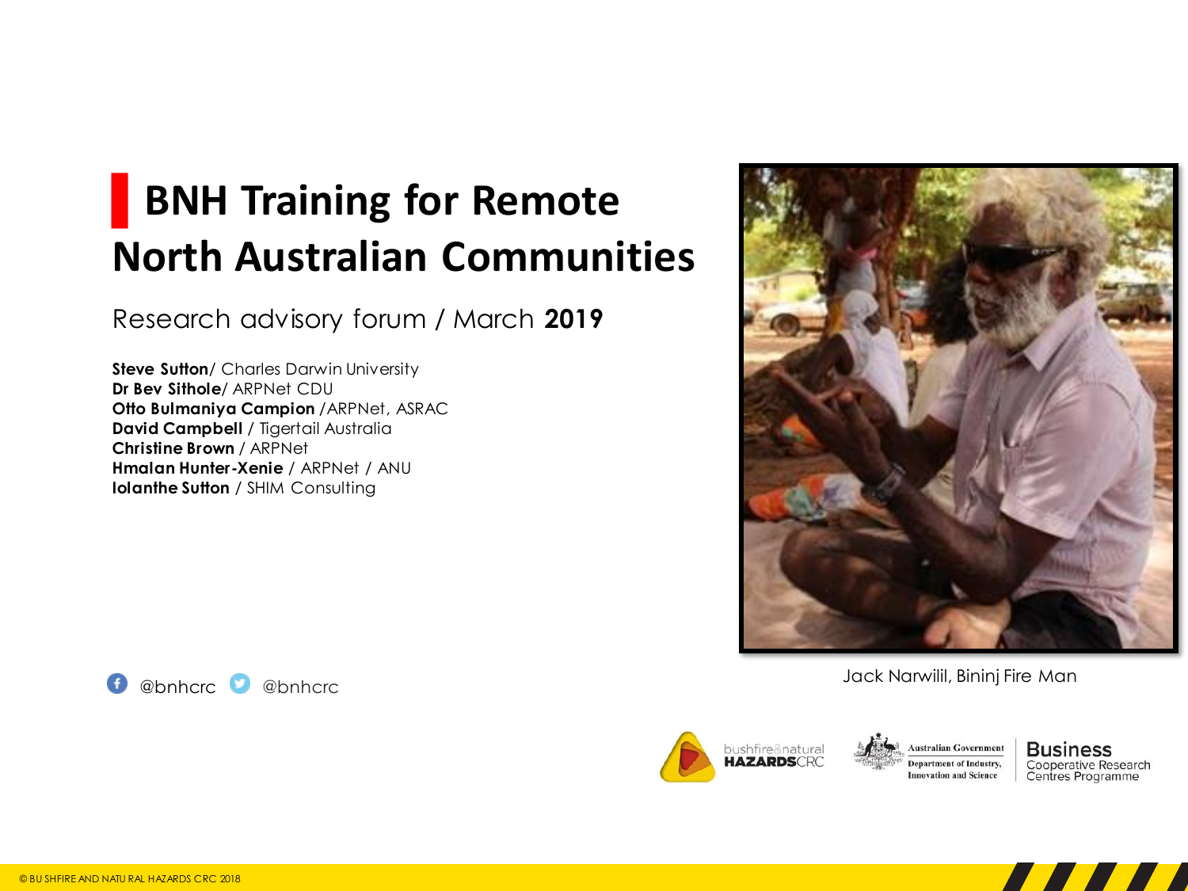# BNH Training for Remote North Australian Communities

Research advisory forum / March **2019**

**Steve Sutton**/ Charles Darwin University
**Dr Bev Sithole**/ ARPNet CDU
**Otto Bulmaniya Campion** /ARPNet, ASRAC
**David Campbell** / Tigertail Australia
**Christine Brown** / ARPNet
**Hmalan Hunter-Xenie** / ARPNet / ANU
**Iolanthe Sutton** / SHIM Consulting

Jack Narwilil, Bininj Fire Man

@bnhcrc @bnhcrc

© BUSHFIRE AND NATURAL HAZARDS CRC 2018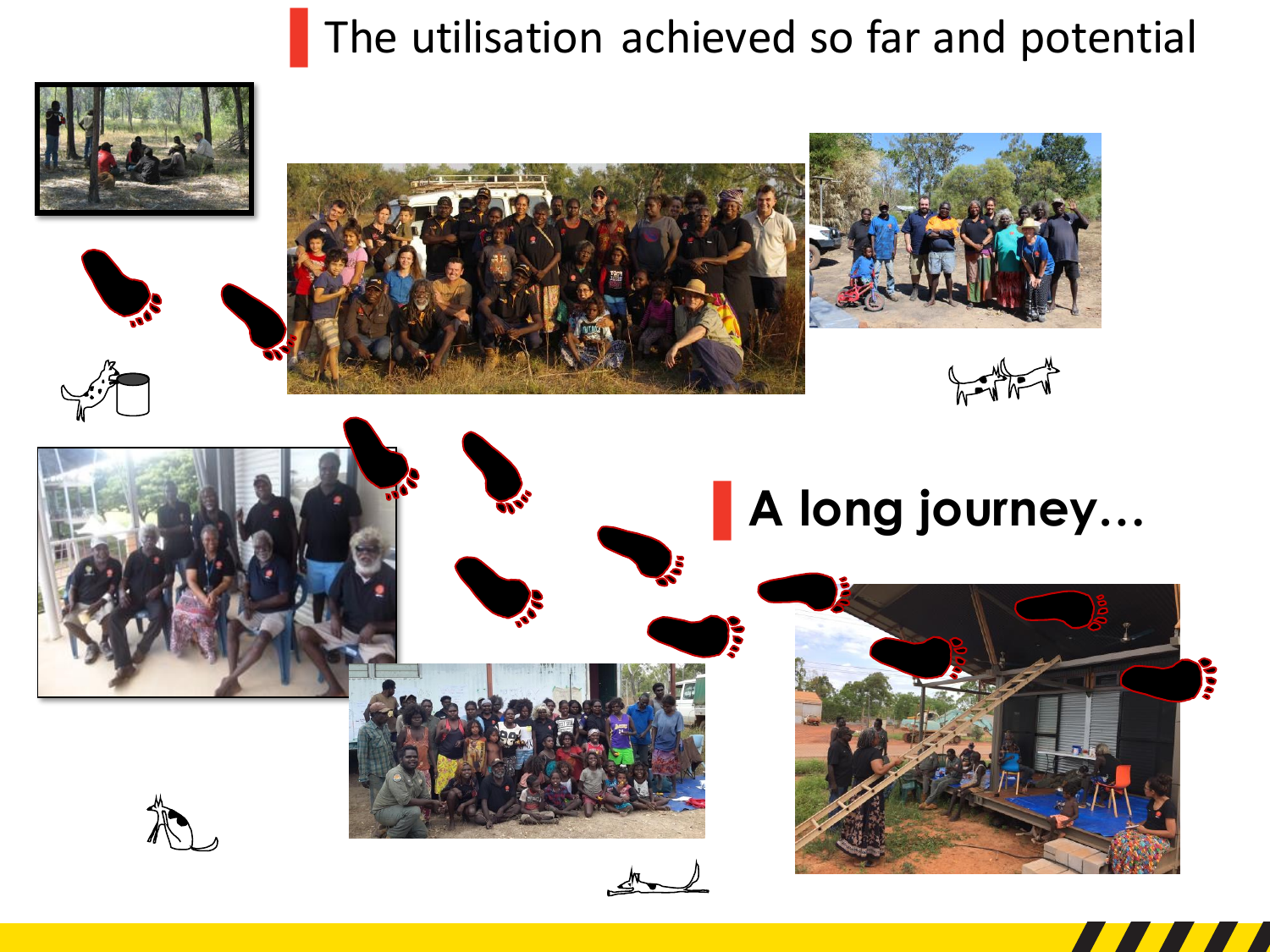# The utilisation achieved so far and potential

## A long journey…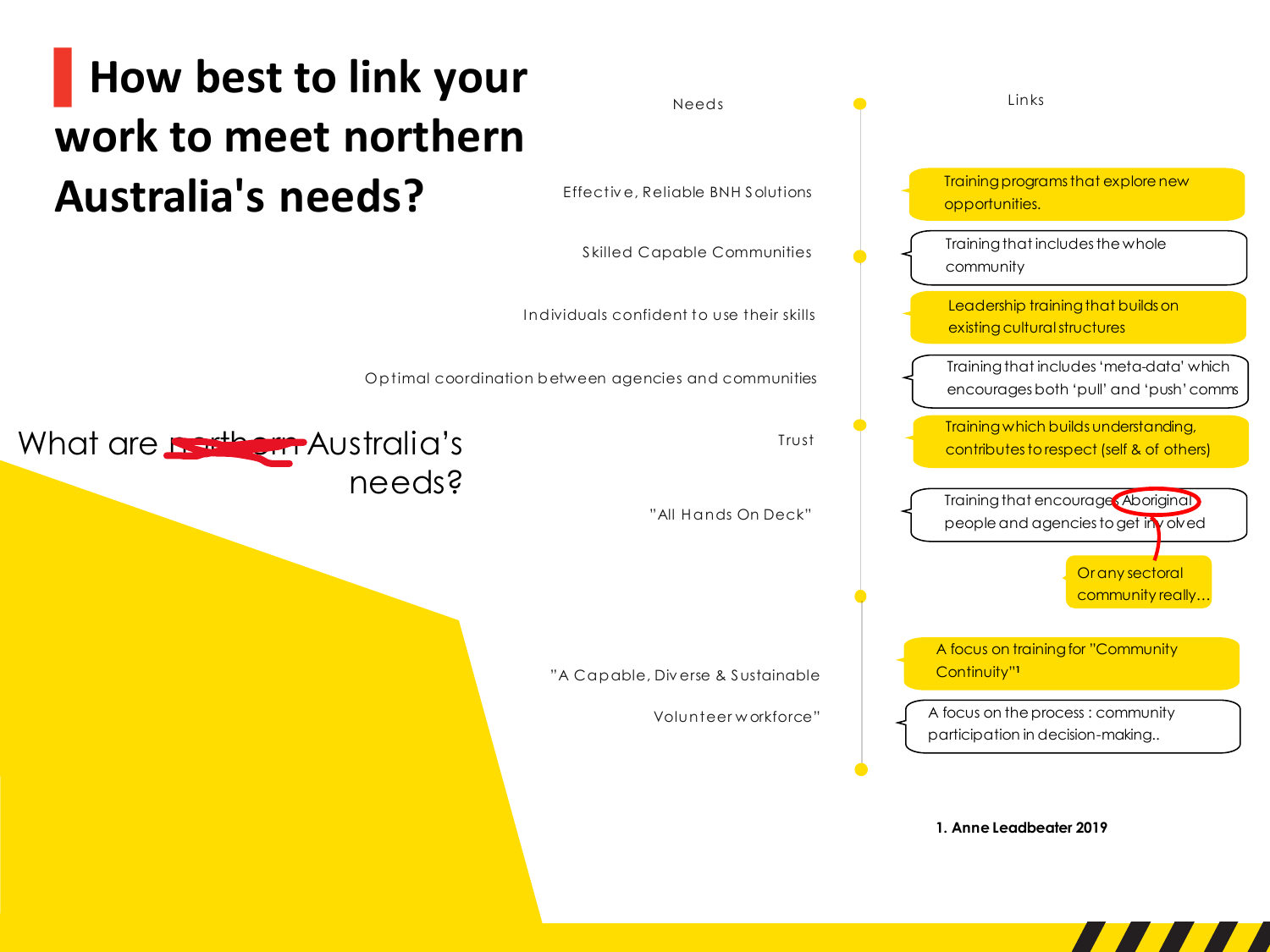# How best to link your work to meet northern Australia's needs?

What are ~~northern~~ Australia's needs?

| Needs | Links |
|---|---|
| Effective, Reliable BNH Solutions | Training programs that explore new opportunities. |
| Skilled Capable Communities | Training that includes the whole community |
| Individuals confident to use their skills | Leadership training that builds on existing cultural structures |
| Optimal coordination between agencies and communities | Training that includes 'meta-data' which encourages both 'pull' and 'push' comms |
| Trust | Training which builds understanding, contributes to respect (self & of others) |
| "All Hands On Deck" | Training that encourages Aboriginal people and agencies to get involved |
| | Or any sectoral community really… |
| "A Capable, Diverse & Sustainable Volunteer workforce" | A focus on training for "Community Continuity"[1] |
| | A focus on the process : community participation in decision-making.. |

1. Anne Leadbeater 2019